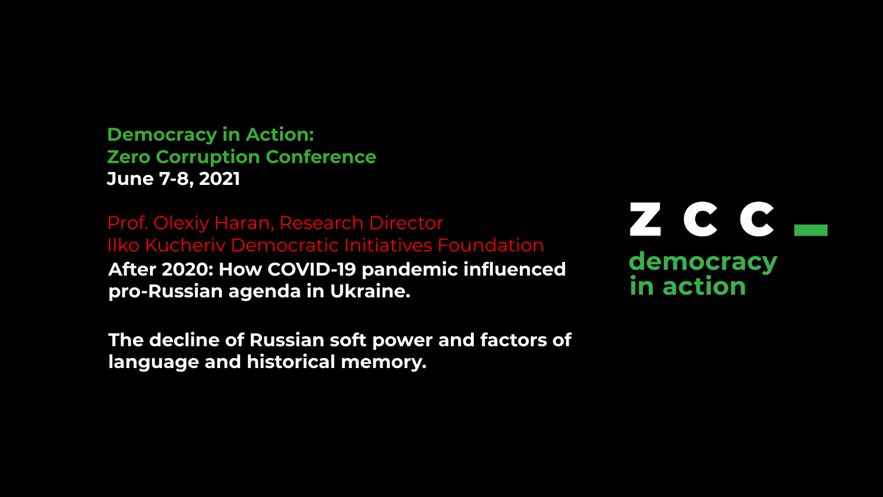**Democracy in Action:**
**Zero Corruption Conference**
**June 7-8, 2021**

Prof. Olexiy Haran, Research Director
Ilko Kucheriv Democratic Initiatives Foundation

# After 2020: How COVID-19 pandemic influenced pro-Russian agenda in Ukraine.

## The decline of Russian soft power and factors of language and historical memory.

**Z C C**
**democracy in action**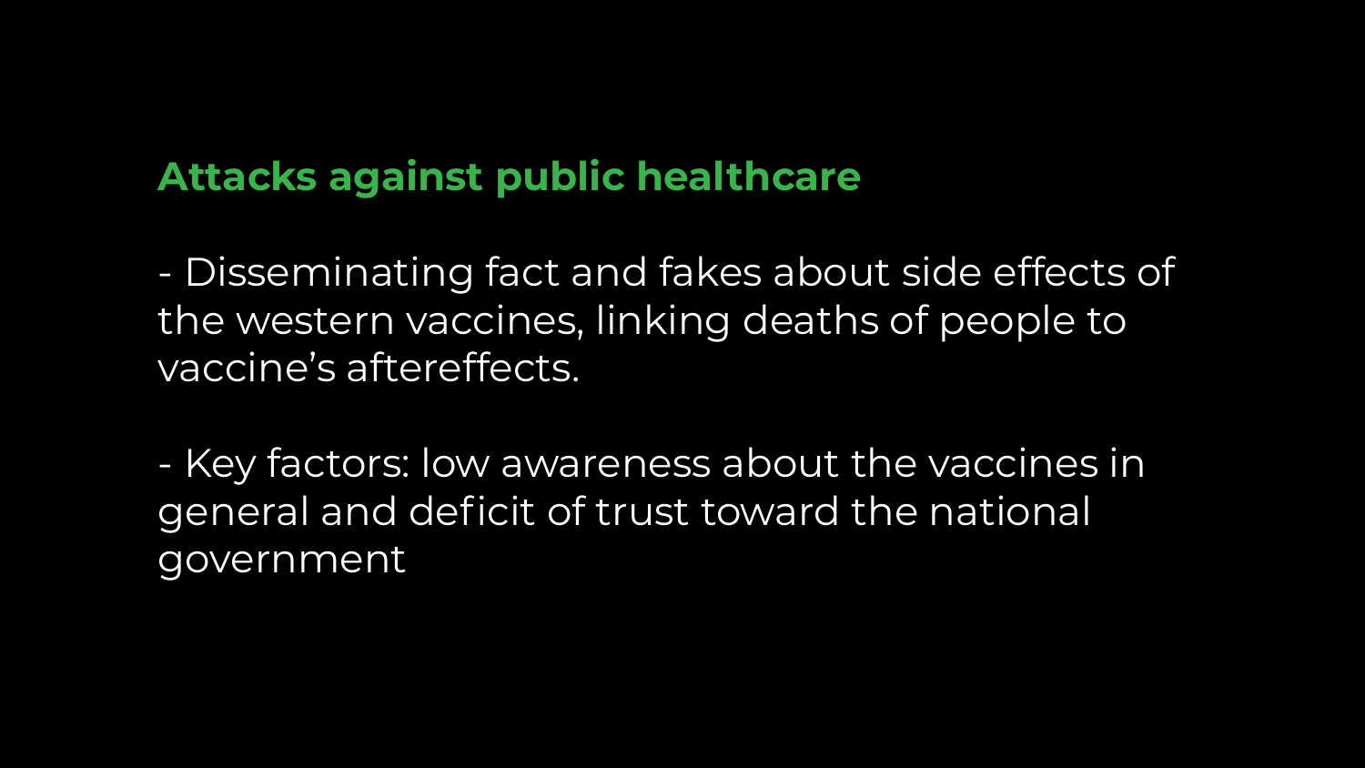## Attacks against public healthcare

- Disseminating fact and fakes about side effects of the western vaccines, linking deaths of people to vaccine’s aftereffects.

- Key factors: low awareness about the vaccines in general and deficit of trust toward the national government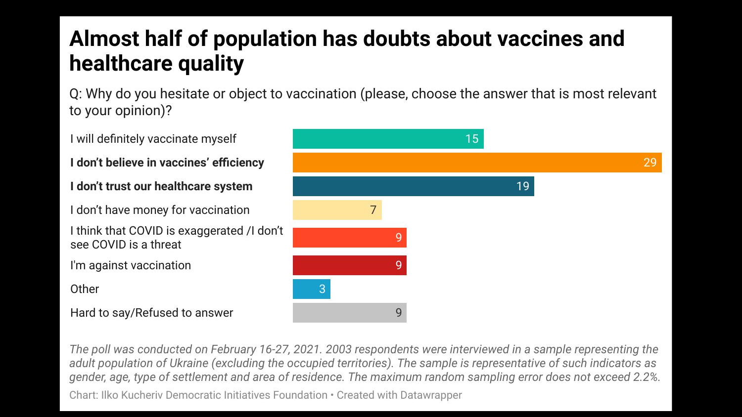# Almost half of population has doubts about vaccines and healthcare quality

Q: Why do you hesitate or object to vaccination (please, choose the answer that is most relevant to your opinion)?

| Answer | % |
| --- | --- |
| I will definitely vaccinate myself | 15 |
| **I don't believe in vaccines' efficiency** | 29 |
| **I don't trust our healthcare system** | 19 |
| I don't have money for vaccination | 7 |
| I think that COVID is exaggerated /I don't see COVID is a threat | 9 |
| I'm against vaccination | 9 |
| Other | 3 |
| Hard to say/Refused to answer | 9 |

*The poll was conducted on February 16-27, 2021. 2003 respondents were interviewed in a sample representing the adult population of Ukraine (excluding the occupied territories). The sample is representative of such indicators as gender, age, type of settlement and area of residence. The maximum random sampling error does not exceed 2.2%.*

Chart: Ilko Kucheriv Democratic Initiatives Foundation • Created with Datawrapper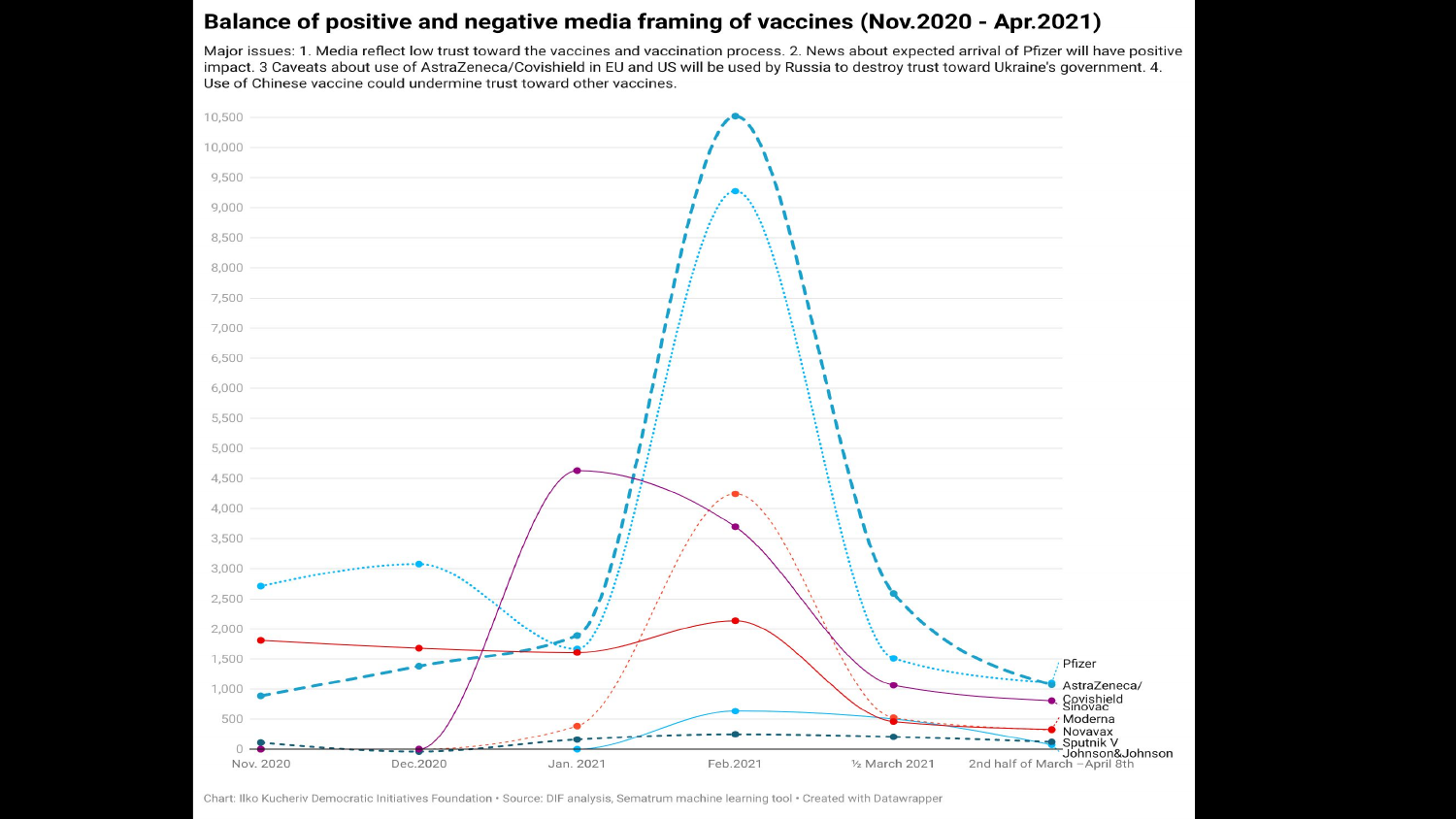## Balance of positive and negative media framing of vaccines (Nov.2020 - Apr.2021)

Major issues: 1. Media reflect low trust toward the vaccines and vaccination process. 2. News about expected arrival of Pfizer will have positive impact. 3 Caveats about use of AstraZeneca/Covishield in EU and US will be used by Russia to destroy trust toward Ukraine's government. 4. Use of Chinese vaccine could undermine trust toward other vaccines.

Chart: Ilko Kucheriv Democratic Initiatives Foundation • Source: DIF analysis, Sematrum machine learning tool • Created with Datawrapper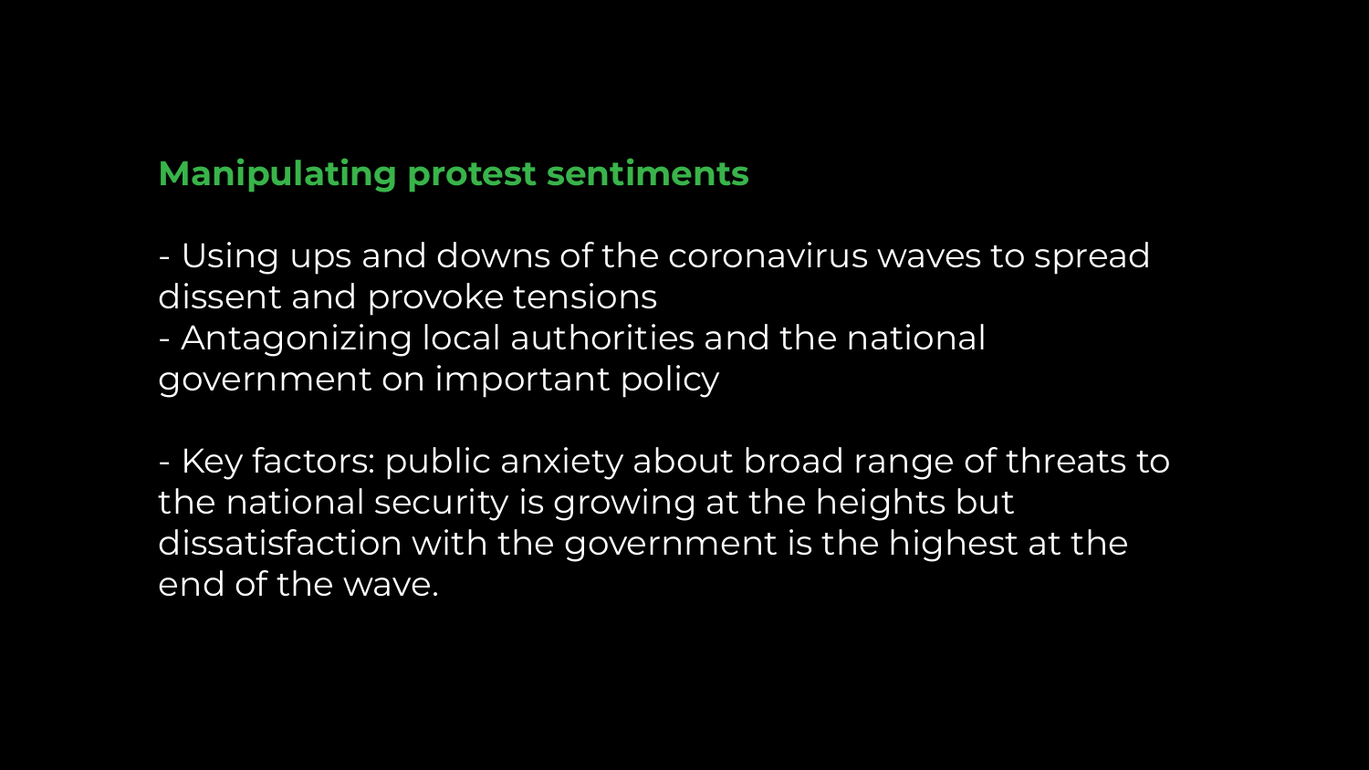## Manipulating protest sentiments

- Using ups and downs of the coronavirus waves to spread dissent and provoke tensions
- Antagonizing local authorities and the national government on important policy

- Key factors: public anxiety about broad range of threats to the national security is growing at the heights but dissatisfaction with the government is the highest at the end of the wave.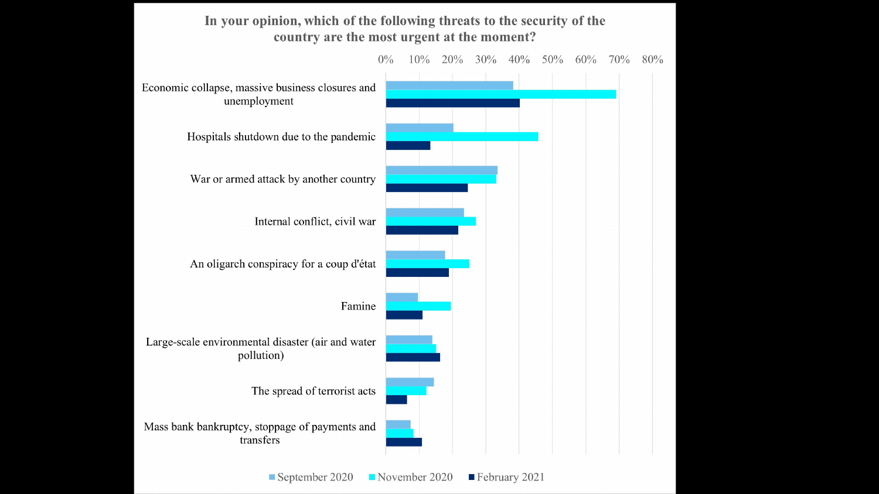**In your opinion, which of the following threats to the security of the country are the most urgent at the moment?**

0% 10% 20% 30% 40% 50% 60% 70% 80%

- Economic collapse, massive business closures and unemployment
- Hospitals shutdown due to the pandemic
- War or armed attack by another country
- Internal conflict, civil war
- An oligarch conspiracy for a coup d'état
- Famine
- Large-scale environmental disaster (air and water pollution)
- The spread of terrorist acts
- Mass bank bankruptcy, stoppage of payments and transfers

September 2020 | November 2020 | February 2021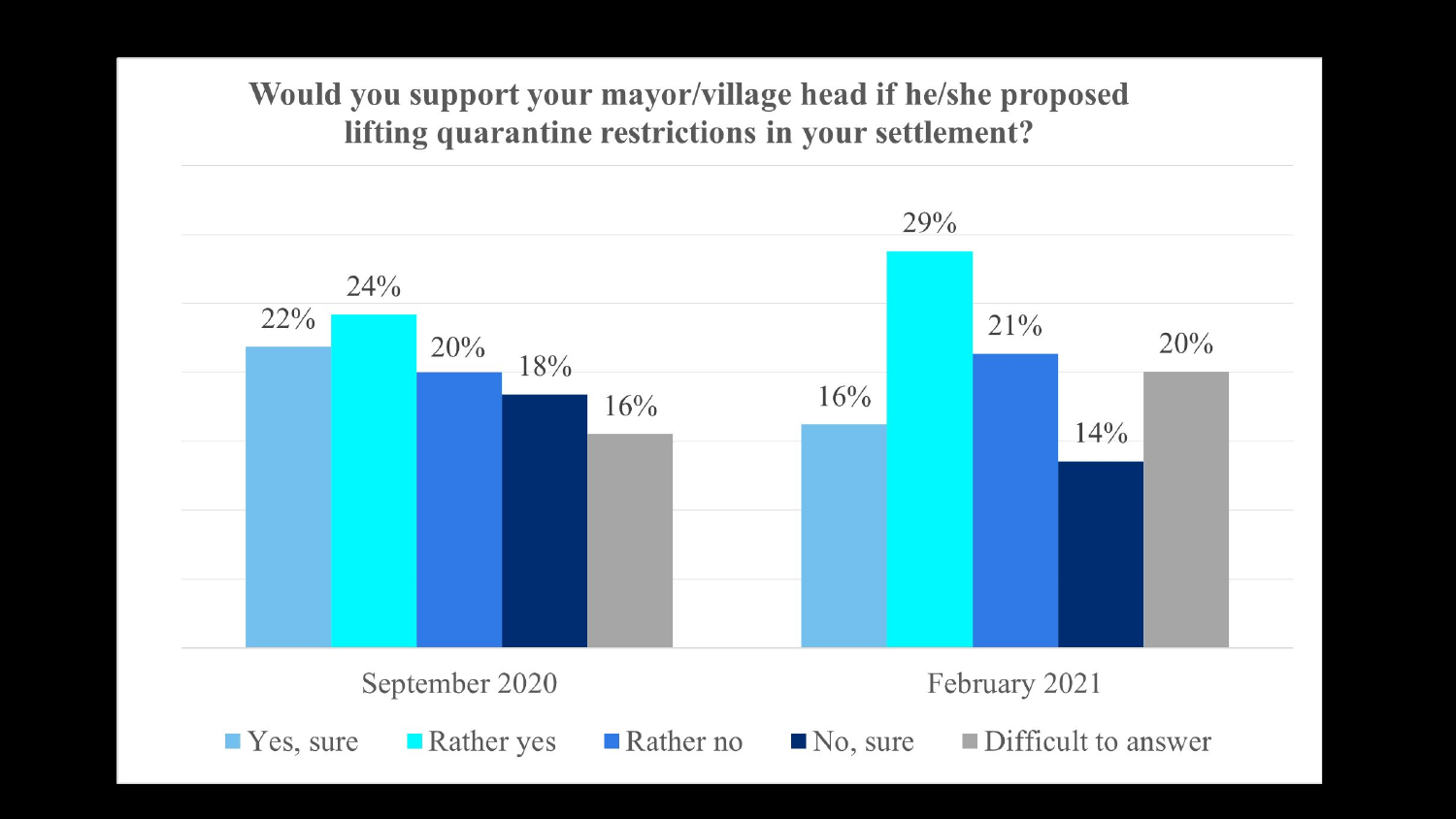## Would you support your mayor/village head if he/she proposed lifting quarantine restrictions in your settlement?

| | Yes, sure | Rather yes | Rather no | No, sure | Difficult to answer |
|---|---|---|---|---|---|
| September 2020 | 22% | 24% | 20% | 18% | 16% |
| February 2021 | 16% | 29% | 21% | 14% | 20% |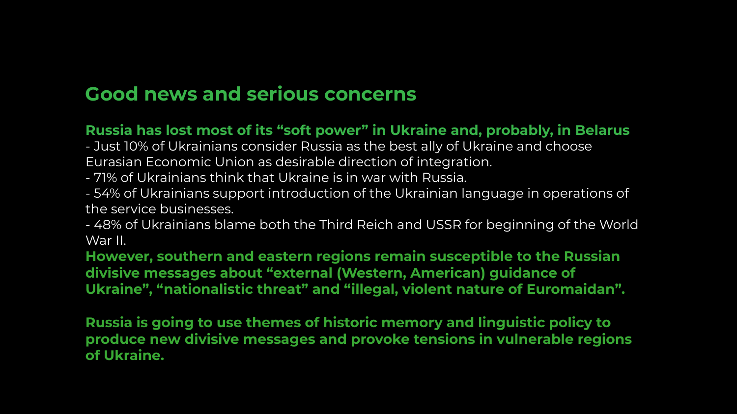## Good news and serious concerns

**Russia has lost most of its “soft power” in Ukraine and, probably, in Belarus**

- Just 10% of Ukrainians consider Russia as the best ally of Ukraine and choose Eurasian Economic Union as desirable direction of integration.
- 71% of Ukrainians think that Ukraine is in war with Russia.
- 54% of Ukrainians support introduction of the Ukrainian language in operations of the service businesses.
- 48% of Ukrainians blame both the Third Reich and USSR for beginning of the World War II.

**However, southern and eastern regions remain susceptible to the Russian divisive messages about “external (Western, American) guidance of Ukraine”, “nationalistic threat” and “illegal, violent nature of Euromaidan”.**

**Russia is going to use themes of historic memory and linguistic policy to produce new divisive messages and provoke tensions in vulnerable regions of Ukraine.**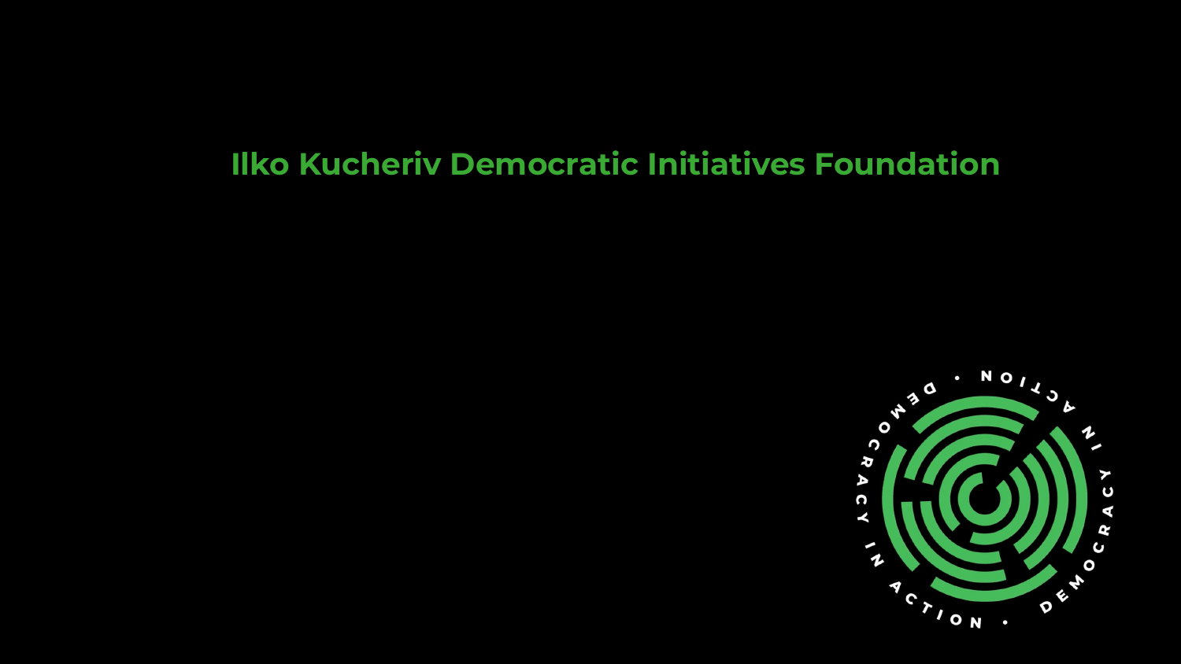**Ilko Kucheriv Democratic Initiatives Foundation**